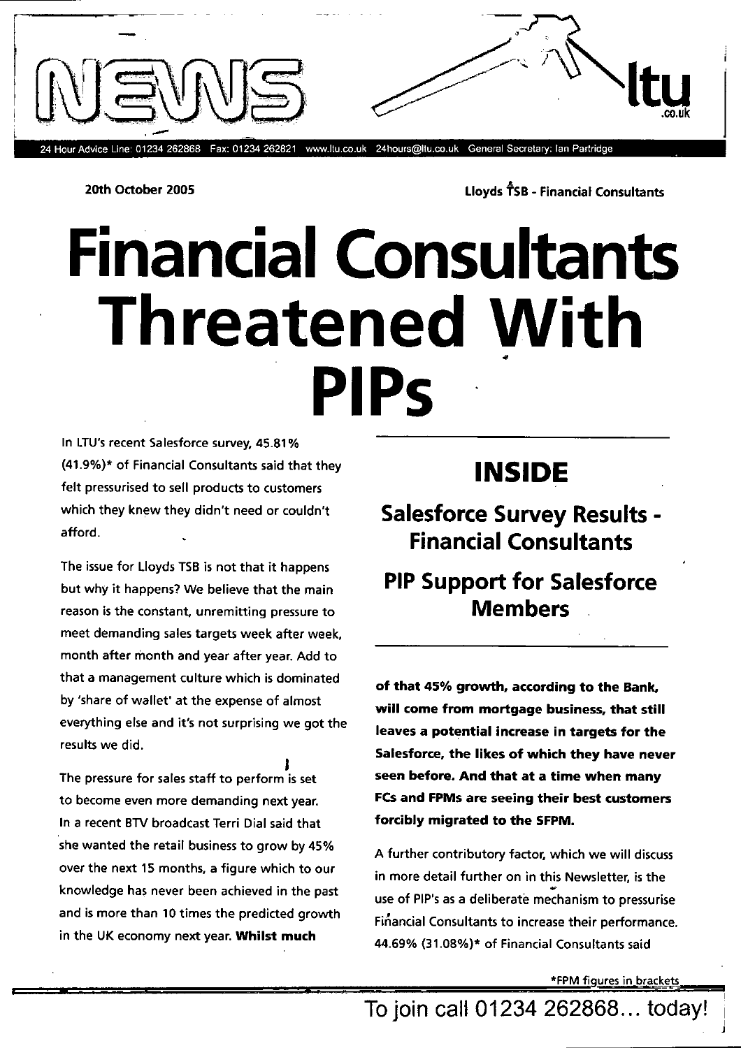# NEWS

**ltu**.co.uk

24 Hour Advice Line: 01234 262868 Fax: 01234 262821 www.ltu.co.uk 24hours@ltu.co.uk General Secretary: Ian Partridge

**20th October 2005**

**Lloyds TSB - Financial Consultants**

# Financial Consultants Threatened With PIPs

In LTU's recent Salesforce survey, 45.81% (41.9%)* of Financial Consultants said that they felt pressurised to sell products to customers which they knew they didn't need or couldn't afford.

The issue for Lloyds TSB is not that it happens but why it happens? We believe that the main reason is the constant, unremitting pressure to meet demanding sales targets week after week, month after month and year after year. Add to that a management culture which is dominated by 'share of wallet' at the expense of almost everything else and it's not surprising we got the results we did.

The pressure for sales staff to perform is set to become even more demanding next year. In a recent BTV broadcast Terri Dial said that she wanted the retail business to grow by 45% over the next 15 months, a figure which to our knowledge has never been achieved in the past and is more than 10 times the predicted growth in the UK economy next year. **Whilst much of that 45% growth, according to the Bank, will come from mortgage business, that still leaves a potential increase in targets for the Salesforce, the likes of which they have never seen before. And that at a time when many FCs and FPMs are seeing their best customers forcibly migrated to the SFPM.**

A further contributory factor, which we will discuss in more detail further on in this Newsletter, is the use of PIP's as a deliberate mechanism to pressurise Financial Consultants to increase their performance. 44.69% (31.08%)* of Financial Consultants said

## INSIDE

### Salesforce Survey Results - Financial Consultants

### PIP Support for Salesforce Members

*FPM figures in brackets

To join call 01234 262868... today!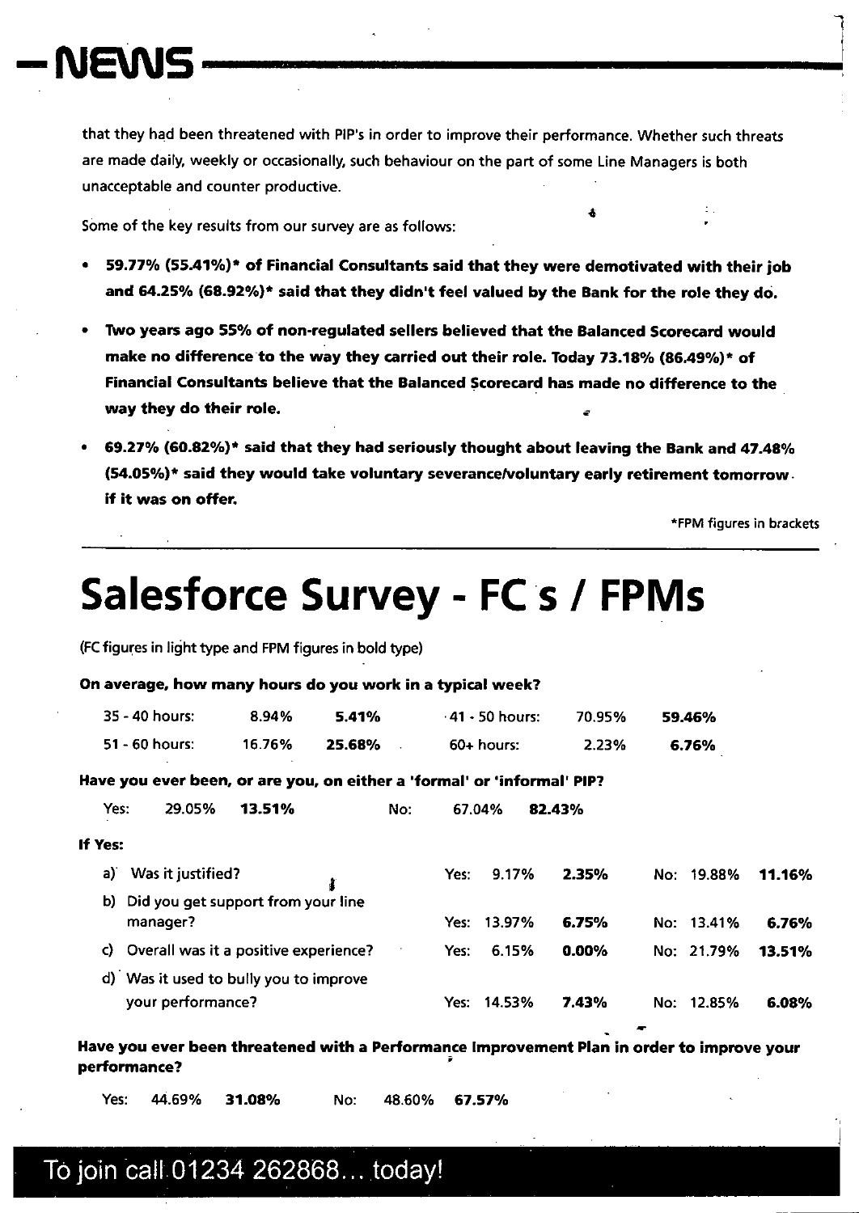that they had been threatened with PIP's in order to improve their performance. Whether such threats are made daily, weekly or occasionally, such behaviour on the part of some Line Managers is both unacceptable and counter productive.

Some of the key results from our survey are as follows:

- **59.77% (55.41%)* of Financial Consultants said that they were demotivated with their job and 64.25% (68.92%)* said that they didn't feel valued by the Bank for the role they do.**
- **Two years ago 55% of non-regulated sellers believed that the Balanced Scorecard would make no difference to the way they carried out their role. Today 73.18% (86.49%)* of Financial Consultants believe that the Balanced Scorecard has made no difference to the way they do their role.**
- **69.27% (60.82%)* said that they had seriously thought about leaving the Bank and 47.48% (54.05%)* said they would take voluntary severance/voluntary early retirement tomorrow if it was on offer.**

*FPM figures in brackets

# Salesforce Survey - FC s / FPMs

(FC figures in light type and FPM figures in bold type)

**On average, how many hours do you work in a typical week?**

| | FC | FPM | | FC | FPM |
|---|---|---|---|---|---|
| 35 - 40 hours: | 8.94% | **5.41%** | 41 - 50 hours: | 70.95% | **59.46%** |
| 51 - 60 hours: | 16.76% | **25.68%** | 60+ hours: | 2.23% | **6.76%** |

**Have you ever been, or are you, on either a 'formal' or 'informal' PIP?**

| | FC | FPM | | FC | FPM |
|---|---|---|---|---|---|
| Yes: | 29.05% | **13.51%** | No: | 67.04% | **82.43%** |

**If Yes:**

| | | FC | FPM | | FC | FPM |
|---|---|---|---|---|---|---|
| a) Was it justified? | Yes: | 9.17% | **2.35%** | No: | 19.88% | **11.16%** |
| b) Did you get support from your line manager? | Yes: | 13.97% | **6.75%** | No: | 13.41% | **6.76%** |
| c) Overall was it a positive experience? | Yes: | 6.15% | **0.00%** | No: | 21.79% | **13.51%** |
| d) Was it used to bully you to improve your performance? | Yes: | 14.53% | **7.43%** | No: | 12.85% | **6.08%** |

**Have you ever been threatened with a Performance Improvement Plan in order to improve your performance?**

| | FC | FPM | | FC | FPM |
|---|---|---|---|---|---|
| Yes: | 44.69% | **31.08%** | No: | 48.60% | **67.57%** |

To join call 01234 262868... today!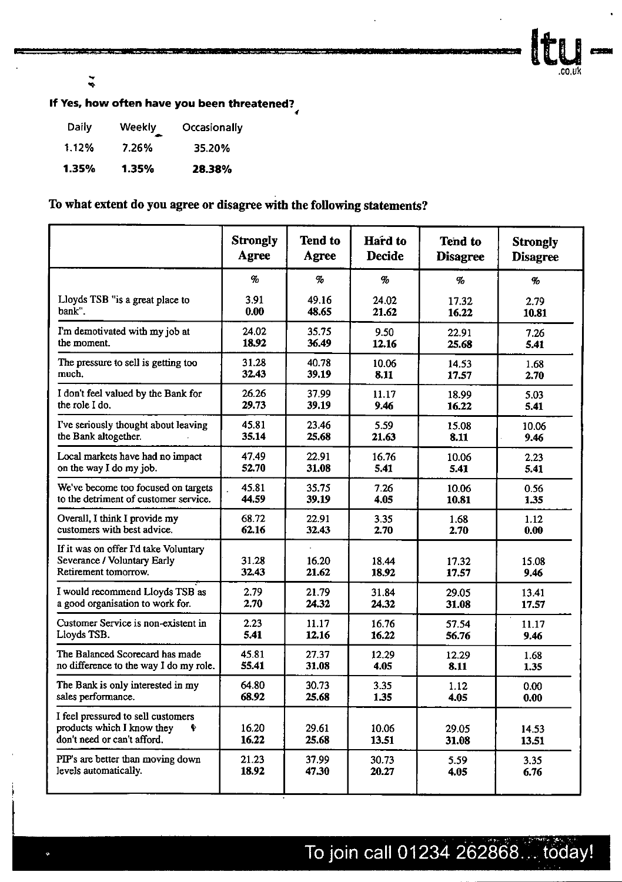**If Yes, how often have you been threatened?**

| Daily | Weekly | Occasionally |
|---|---|---|
| 1.12% | 7.26% | 35.20% |
| **1.35%** | **1.35%** | **28.38%** |

## To what extent do you agree or disagree with the following statements?

| | Strongly Agree | Tend to Agree | Hard to Decide | Tend to Disagree | Strongly Disagree |
|---|---|---|---|---|---|
| | % | % | % | % | % |
| Lloyds TSB "is a great place to bank". | 3.91<br>**0.00** | 49.16<br>**48.65** | 24.02<br>**21.62** | 17.32<br>**16.22** | 2.79<br>**10.81** |
| I'm demotivated with my job at the moment. | 24.02<br>**18.92** | 35.75<br>**36.49** | 9.50<br>**12.16** | 22.91<br>**25.68** | 7.26<br>**5.41** |
| The pressure to sell is getting too much. | 31.28<br>**32.43** | 40.78<br>**39.19** | 10.06<br>**8.11** | 14.53<br>**17.57** | 1.68<br>**2.70** |
| I don't feel valued by the Bank for the role I do. | 26.26<br>**29.73** | 37.99<br>**39.19** | 11.17<br>**9.46** | 18.99<br>**16.22** | 5.03<br>**5.41** |
| I've seriously thought about leaving the Bank altogether. | 45.81<br>**35.14** | 23.46<br>**25.68** | 5.59<br>**21.63** | 15.08<br>**8.11** | 10.06<br>**9.46** |
| Local markets have had no impact on the way I do my job. | 47.49<br>**52.70** | 22.91<br>**31.08** | 16.76<br>**5.41** | 10.06<br>**5.41** | 2.23<br>**5.41** |
| We've become too focused on targets to the detriment of customer service. | 45.81<br>**44.59** | 35.75<br>**39.19** | 7.26<br>**4.05** | 10.06<br>**10.81** | 0.56<br>**1.35** |
| Overall, I think I provide my customers with best advice. | 68.72<br>**62.16** | 22.91<br>**32.43** | 3.35<br>**2.70** | 1.68<br>**2.70** | 1.12<br>**0.00** |
| If it was on offer I'd take Voluntary Severance / Voluntary Early Retirement tomorrow. | 31.28<br>**32.43** | 16.20<br>**21.62** | 18.44<br>**18.92** | 17.32<br>**17.57** | 15.08<br>**9.46** |
| I would recommend Lloyds TSB as a good organisation to work for. | 2.79<br>**2.70** | 21.79<br>**24.32** | 31.84<br>**24.32** | 29.05<br>**31.08** | 13.41<br>**17.57** |
| Customer Service is non-existent in Lloyds TSB. | 2.23<br>**5.41** | 11.17<br>**12.16** | 16.76<br>**16.22** | 57.54<br>**56.76** | 11.17<br>**9.46** |
| The Balanced Scorecard has made no difference to the way I do my role. | 45.81<br>**55.41** | 27.37<br>**31.08** | 12.29<br>**4.05** | 12.29<br>**8.11** | 1.68<br>**1.35** |
| The Bank is only interested in my sales performance. | 64.80<br>**68.92** | 30.73<br>**25.68** | 3.35<br>**1.35** | 1.12<br>**4.05** | 0.00<br>**0.00** |
| I feel pressured to sell customers products which I know they don't need or can't afford. | 16.20<br>**16.22** | 29.61<br>**25.68** | 10.06<br>**13.51** | 29.05<br>**31.08** | 14.53<br>**13.51** |
| PIP's are better than moving down levels automatically. | 21.23<br>**18.92** | 37.99<br>**47.30** | 30.73<br>**20.27** | 5.59<br>**4.05** | 3.35<br>**6.76** |

To join call 01234 262868... today!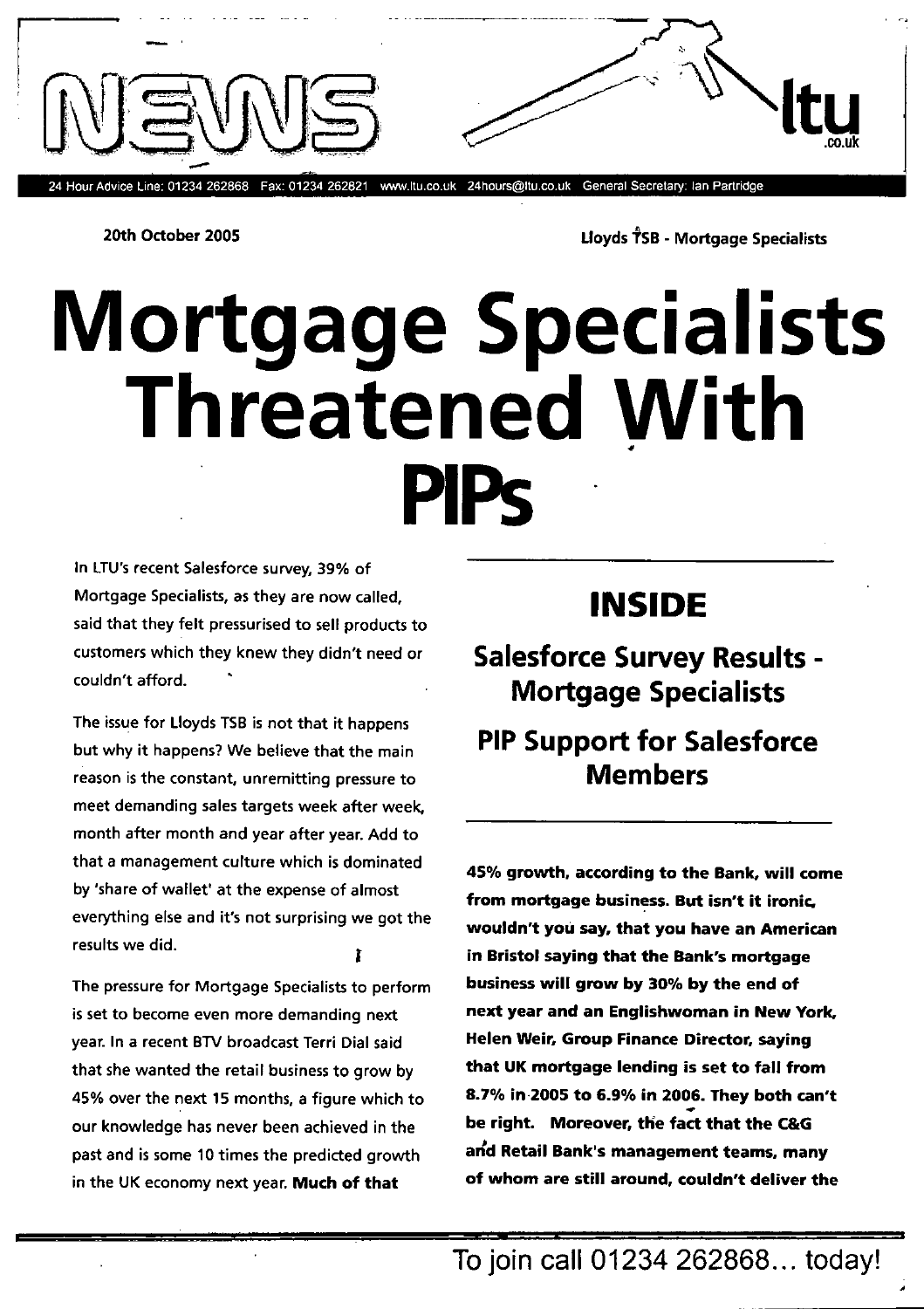# NEWS

**ltu** .co.uk

24 Hour Advice Line: 01234 262868 Fax: 01234 262821 www.ltu.co.uk 24hours@ltu.co.uk General Secretary: Ian Partridge

**20th October 2005**

**Lloyds TSB - Mortgage Specialists**

# Mortgage Specialists Threatened With PIPs

In LTU's recent Salesforce survey, 39% of Mortgage Specialists, as they are now called, said that they felt pressurised to sell products to customers which they knew they didn't need or couldn't afford.

The issue for Lloyds TSB is not that it happens but why it happens? We believe that the main reason is the constant, unremitting pressure to meet demanding sales targets week after week, month after month and year after year. Add to that a management culture which is dominated by 'share of wallet' at the expense of almost everything else and it's not surprising we got the results we did.

The pressure for Mortgage Specialists to perform is set to become even more demanding next year. In a recent BTV broadcast Terri Dial said that she wanted the retail business to grow by 45% over the next 15 months, a figure which to our knowledge has never been achieved in the past and is some 10 times the predicted growth in the UK economy next year. **Much of that 45% growth, according to the Bank, will come from mortgage business. But isn't it ironic, wouldn't you say, that you have an American in Bristol saying that the Bank's mortgage business will grow by 30% by the end of next year and an Englishwoman in New York, Helen Weir, Group Finance Director, saying that UK mortgage lending is set to fall from 8.7% in 2005 to 6.9% in 2006. They both can't be right. Moreover, the fact that the C&G and Retail Bank's management teams, many of whom are still around, couldn't deliver the**

## INSIDE

### Salesforce Survey Results - Mortgage Specialists

### PIP Support for Salesforce Members

To join call 01234 262868... today!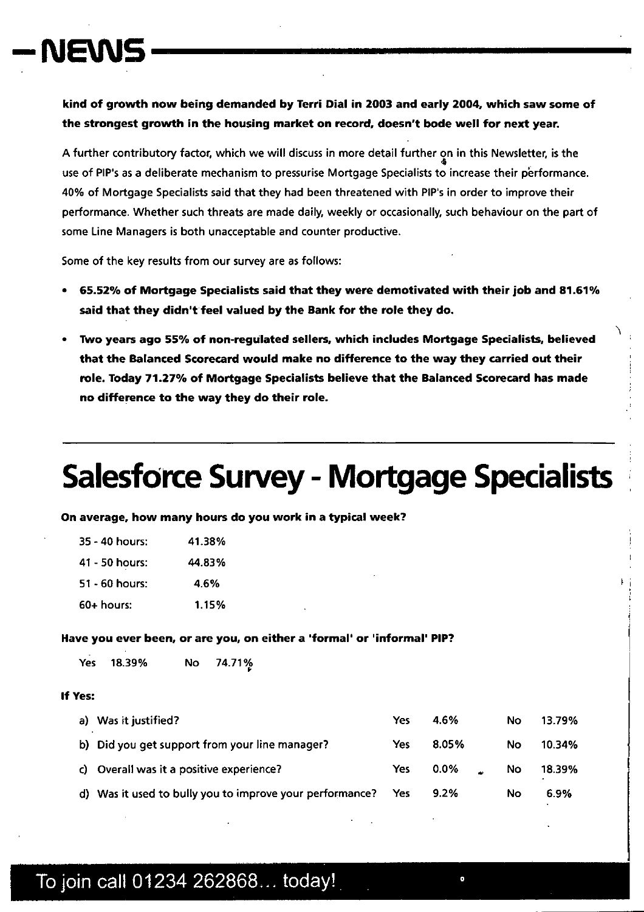**kind of growth now being demanded by Terri Dial in 2003 and early 2004, which saw some of the strongest growth in the housing market on record, doesn't bode well for next year.**

A further contributory factor, which we will discuss in more detail further on in this Newsletter, is the use of PIP's as a deliberate mechanism to pressurise Mortgage Specialists to increase their performance. 40% of Mortgage Specialists said that they had been threatened with PIP's in order to improve their performance. Whether such threats are made daily, weekly or occasionally, such behaviour on the part of some Line Managers is both unacceptable and counter productive.

Some of the key results from our survey are as follows:

- **65.52% of Mortgage Specialists said that they were demotivated with their job and 81.61% said that they didn't feel valued by the Bank for the role they do.**
- **Two years ago 55% of non-regulated sellers, which includes Mortgage Specialists, believed that the Balanced Scorecard would make no difference to the way they carried out their role. Today 71.27% of Mortgage Specialists believe that the Balanced Scorecard has made no difference to the way they do their role.**

# Salesforce Survey - Mortgage Specialists

**On average, how many hours do you work in a typical week?**

| | |
|---|---|
| 35 - 40 hours: | 41.38% |
| 41 - 50 hours: | 44.83% |
| 51 - 60 hours: | 4.6% |
| 60+ hours: | 1.15% |

**Have you ever been, or are you, on either a 'formal' or 'informal' PIP?**

Yes 18.39% No 74.71%

**If Yes:**

| | | | | |
|---|---|---|---|---|
| a) Was it justified? | Yes | 4.6% | No | 13.79% |
| b) Did you get support from your line manager? | Yes | 8.05% | No | 10.34% |
| c) Overall was it a positive experience? | Yes | 0.0% | No | 18.39% |
| d) Was it used to bully you to improve your performance? | Yes | 9.2% | No | 6.9% |

To join call 01234 262868... today!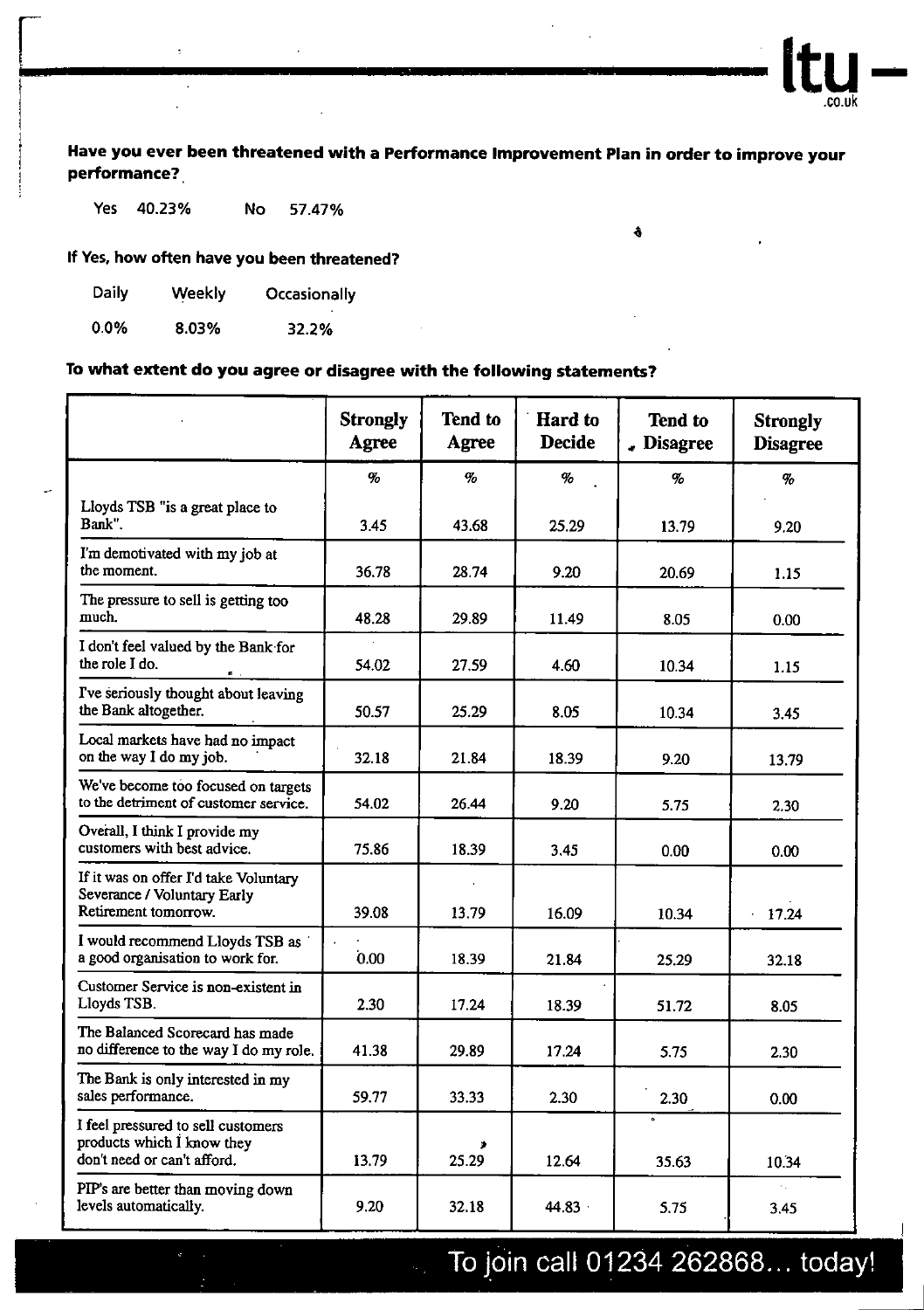**Have you ever been threatened with a Performance Improvement Plan in order to improve your performance?**

Yes 40.23% No 57.47%

**If Yes, how often have you been threatened?**

| Daily | Weekly | Occasionally |
|---|---|---|
| 0.0% | 8.03% | 32.2% |

**To what extent do you agree or disagree with the following statements?**

| | Strongly Agree | Tend to Agree | Hard to Decide | Tend to Disagree | Strongly Disagree |
|---|---|---|---|---|---|
| | % | % | % | % | % |
| Lloyds TSB "is a great place to Bank". | 3.45 | 43.68 | 25.29 | 13.79 | 9.20 |
| I'm demotivated with my job at the moment. | 36.78 | 28.74 | 9.20 | 20.69 | 1.15 |
| The pressure to sell is getting too much. | 48.28 | 29.89 | 11.49 | 8.05 | 0.00 |
| I don't feel valued by the Bank for the role I do. | 54.02 | 27.59 | 4.60 | 10.34 | 1.15 |
| I've seriously thought about leaving the Bank altogether. | 50.57 | 25.29 | 8.05 | 10.34 | 3.45 |
| Local markets have had no impact on the way I do my job. | 32.18 | 21.84 | 18.39 | 9.20 | 13.79 |
| We've become too focused on targets to the detriment of customer service. | 54.02 | 26.44 | 9.20 | 5.75 | 2.30 |
| Overall, I think I provide my customers with best advice. | 75.86 | 18.39 | 3.45 | 0.00 | 0.00 |
| If it was on offer I'd take Voluntary Severance / Voluntary Early Retirement tomorrow. | 39.08 | 13.79 | 16.09 | 10.34 | 17.24 |
| I would recommend Lloyds TSB as a good organisation to work for. | 0.00 | 18.39 | 21.84 | 25.29 | 32.18 |
| Customer Service is non-existent in Lloyds TSB. | 2.30 | 17.24 | 18.39 | 51.72 | 8.05 |
| The Balanced Scorecard has made no difference to the way I do my role. | 41.38 | 29.89 | 17.24 | 5.75 | 2.30 |
| The Bank is only interested in my sales performance. | 59.77 | 33.33 | 2.30 | 2.30 | 0.00 |
| I feel pressured to sell customers products which I know they don't need or can't afford. | 13.79 | 25.29 | 12.64 | 35.63 | 10.34 |
| PIP's are better than moving down levels automatically. | 9.20 | 32.18 | 44.83 | 5.75 | 3.45 |

To join call 01234 262868... today!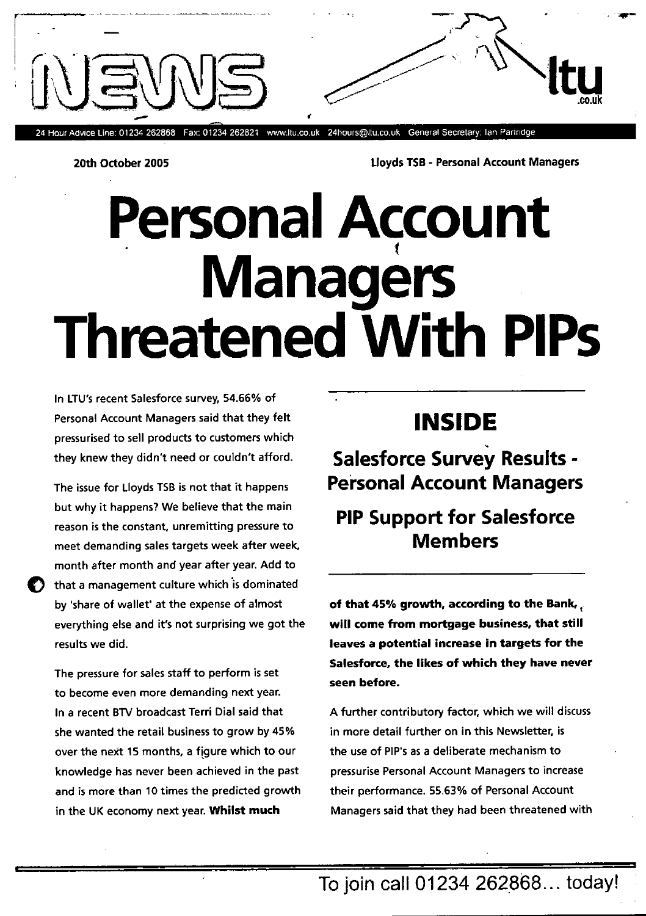# NEWS

ltu.co.uk

24 Hour Advice Line: 01234 262868 Fax: 01234 262821 www.ltu.co.uk 24hours@ltu.co.uk General Secretary: Ian Partridge

**20th October 2005** **Lloyds TSB - Personal Account Managers**

# Personal Account Managers Threatened With PIPs

In LTU's recent Salesforce survey, 54.66% of Personal Account Managers said that they felt pressurised to sell products to customers which they knew they didn't need or couldn't afford.

The issue for Lloyds TSB is not that it happens but why it happens? We believe that the main reason is the constant, unremitting pressure to meet demanding sales targets week after week, month after month and year after year. Add to that a management culture which is dominated by 'share of wallet' at the expense of almost everything else and it's not surprising we got the results we did.

The pressure for sales staff to perform is set to become even more demanding next year. In a recent BTV broadcast Terri Dial said that she wanted the retail business to grow by 45% over the next 15 months, a figure which to our knowledge has never been achieved in the past and is more than 10 times the predicted growth in the UK economy next year. **Whilst much of that 45% growth, according to the Bank, will come from mortgage business, that still leaves a potential increase in targets for the Salesforce, the likes of which they have never seen before.**

A further contributory factor, which we will discuss in more detail further on in this Newsletter, is the use of PIP's as a deliberate mechanism to pressurise Personal Account Managers to increase their performance. 55.63% of Personal Account Managers said that they had been threatened with

## INSIDE

### Salesforce Survey Results - Personal Account Managers

### PIP Support for Salesforce Members

To join call 01234 262868... today!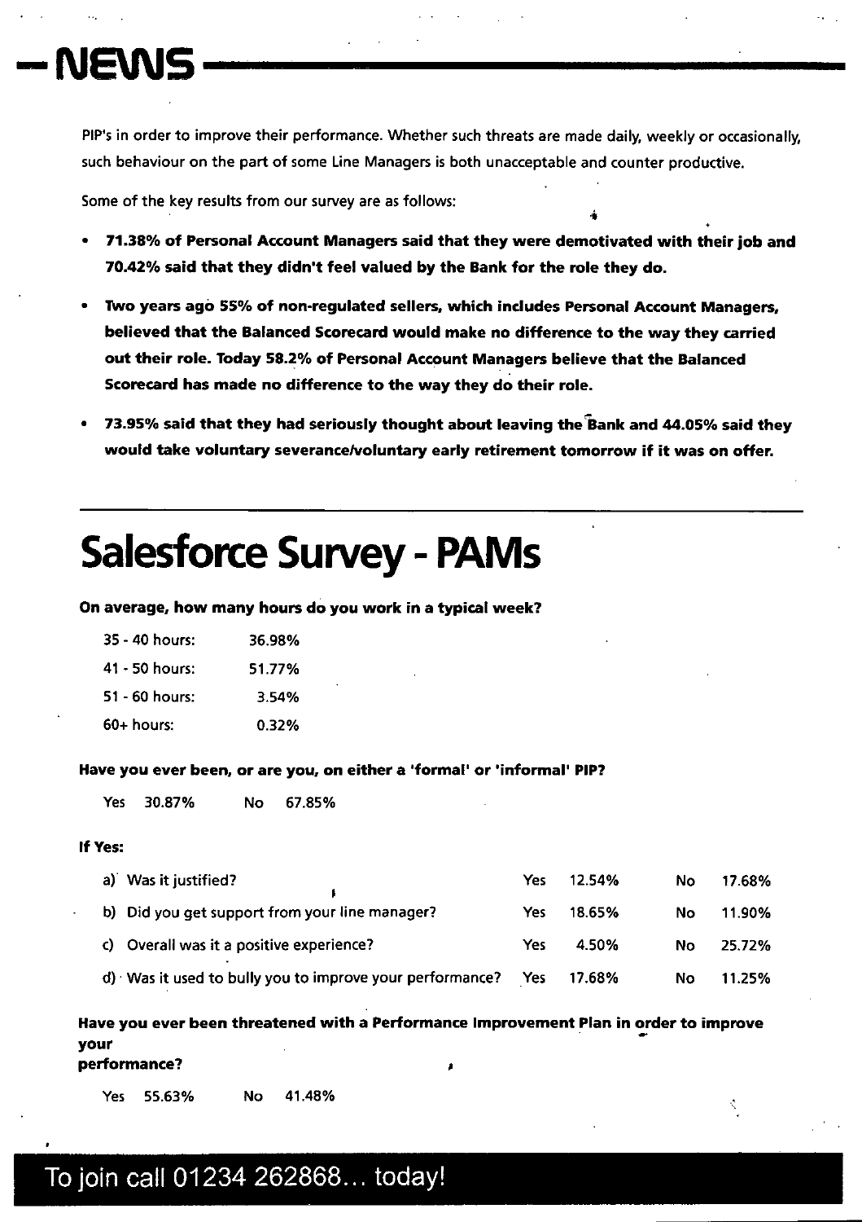# NEWS

PIP's in order to improve their performance. Whether such threats are made daily, weekly or occasionally, such behaviour on the part of some Line Managers is both unacceptable and counter productive.

Some of the key results from our survey are as follows:

- **71.38% of Personal Account Managers said that they were demotivated with their job and 70.42% said that they didn't feel valued by the Bank for the role they do.**
- **Two years ago 55% of non-regulated sellers, which includes Personal Account Managers, believed that the Balanced Scorecard would make no difference to the way they carried out their role. Today 58.2% of Personal Account Managers believe that the Balanced Scorecard has made no difference to the way they do their role.**
- **73.95% said that they had seriously thought about leaving the Bank and 44.05% said they would take voluntary severance/voluntary early retirement tomorrow if it was on offer.**

# Salesforce Survey - PAMs

**On average, how many hours do you work in a typical week?**

| | |
|---|---|
| 35 - 40 hours: | 36.98% |
| 41 - 50 hours: | 51.77% |
| 51 - 60 hours: | 3.54% |
| 60+ hours: | 0.32% |

**Have you ever been, or are you, on either a 'formal' or 'informal' PIP?**

Yes 30.87% No 67.85%

**If Yes:**

| | | | | |
|---|---|---|---|---|
| a) Was it justified? | Yes | 12.54% | No | 17.68% |
| b) Did you get support from your line manager? | Yes | 18.65% | No | 11.90% |
| c) Overall was it a positive experience? | Yes | 4.50% | No | 25.72% |
| d) Was it used to bully you to improve your performance? | Yes | 17.68% | No | 11.25% |

**Have you ever been threatened with a Performance Improvement Plan in order to improve your performance?**

Yes 55.63% No 41.48%

To join call 01234 262868... today!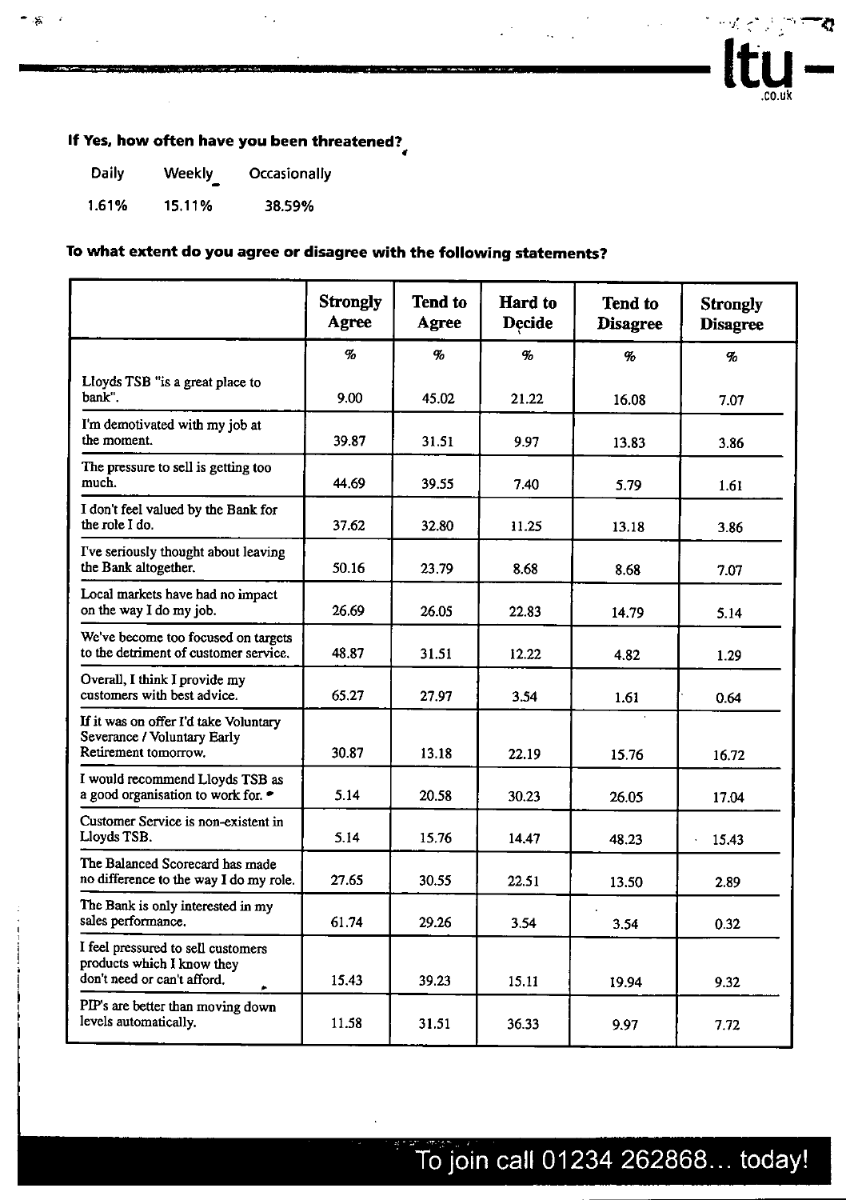**If Yes, how often have you been threatened?**

| Daily | Weekly | Occasionally |
|---|---|---|
| 1.61% | 15.11% | 38.59% |

**To what extent do you agree or disagree with the following statements?**

| | Strongly Agree | Tend to Agree | Hard to Decide | Tend to Disagree | Strongly Disagree |
|---|---|---|---|---|---|
| | % | % | % | % | % |
| Lloyds TSB "is a great place to bank". | 9.00 | 45.02 | 21.22 | 16.08 | 7.07 |
| I'm demotivated with my job at the moment. | 39.87 | 31.51 | 9.97 | 13.83 | 3.86 |
| The pressure to sell is getting too much. | 44.69 | 39.55 | 7.40 | 5.79 | 1.61 |
| I don't feel valued by the Bank for the role I do. | 37.62 | 32.80 | 11.25 | 13.18 | 3.86 |
| I've seriously thought about leaving the Bank altogether. | 50.16 | 23.79 | 8.68 | 8.68 | 7.07 |
| Local markets have had no impact on the way I do my job. | 26.69 | 26.05 | 22.83 | 14.79 | 5.14 |
| We've become too focused on targets to the detriment of customer service. | 48.87 | 31.51 | 12.22 | 4.82 | 1.29 |
| Overall, I think I provide my customers with best advice. | 65.27 | 27.97 | 3.54 | 1.61 | 0.64 |
| If it was on offer I'd take Voluntary Severance / Voluntary Early Retirement tomorrow. | 30.87 | 13.18 | 22.19 | 15.76 | 16.72 |
| I would recommend Lloyds TSB as a good organisation to work for. | 5.14 | 20.58 | 30.23 | 26.05 | 17.04 |
| Customer Service is non-existent in Lloyds TSB. | 5.14 | 15.76 | 14.47 | 48.23 | 15.43 |
| The Balanced Scorecard has made no difference to the way I do my role. | 27.65 | 30.55 | 22.51 | 13.50 | 2.89 |
| The Bank is only interested in my sales performance. | 61.74 | 29.26 | 3.54 | 3.54 | 0.32 |
| I feel pressured to sell customers products which I know they don't need or can't afford. | 15.43 | 39.23 | 15.11 | 19.94 | 9.32 |
| PIP's are better than moving down levels automatically. | 11.58 | 31.51 | 36.33 | 9.97 | 7.72 |

To join call 01234 262868… today!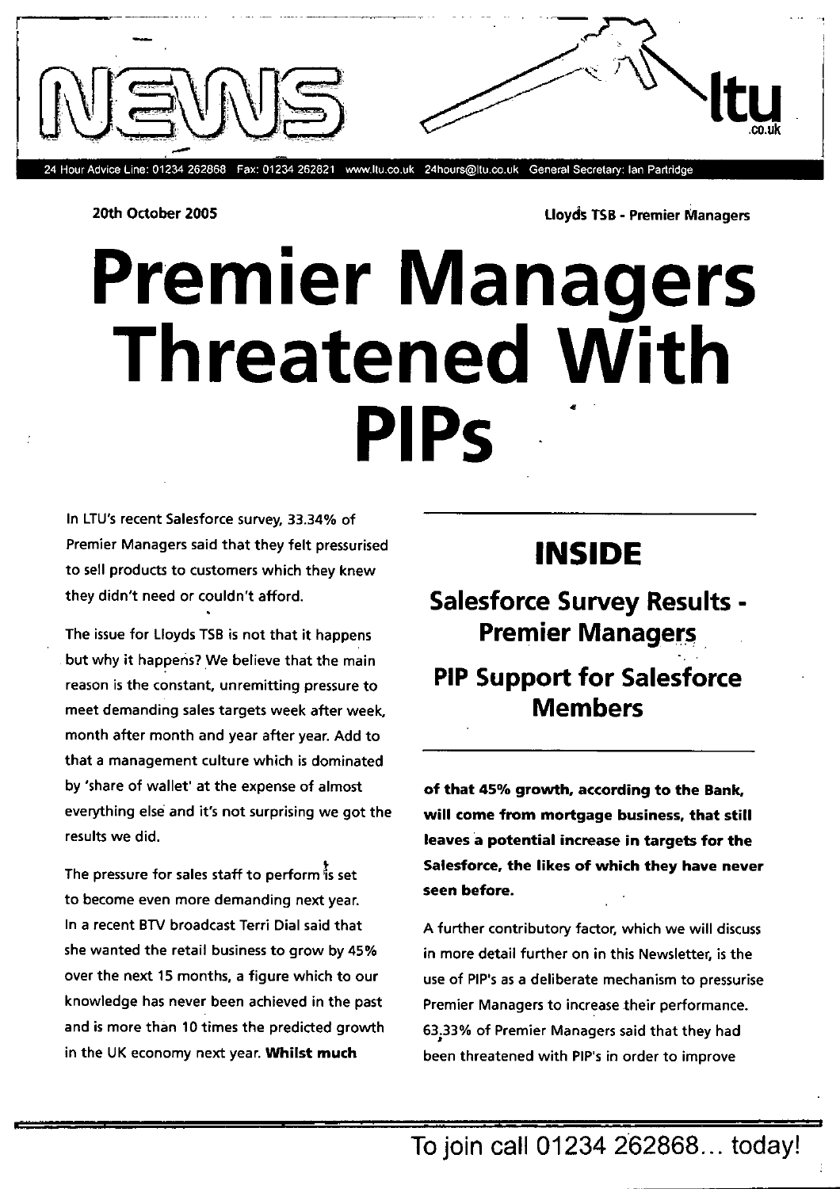NEWS

ltu.co.uk

24 Hour Advice Line: 01234 262868 Fax: 01234 262821 www.ltu.co.uk 24hours@ltu.co.uk General Secretary: Ian Partridge

**20th October 2005** **Lloyds TSB - Premier Managers**

# Premier Managers Threatened With PIPs

In LTU's recent Salesforce survey, 33.34% of Premier Managers said that they felt pressurised to sell products to customers which they knew they didn't need or couldn't afford.

The issue for Lloyds TSB is not that it happens but why it happens? We believe that the main reason is the constant, unremitting pressure to meet demanding sales targets week after week, month after month and year after year. Add to that a management culture which is dominated by 'share of wallet' at the expense of almost everything else and it's not surprising we got the results we did.

The pressure for sales staff to perform is set to become even more demanding next year. In a recent BTV broadcast Terri Dial said that she wanted the retail business to grow by 45% over the next 15 months, a figure which to our knowledge has never been achieved in the past and is more than 10 times the predicted growth in the UK economy next year. **Whilst much of that 45% growth, according to the Bank, will come from mortgage business, that still leaves a potential increase in targets for the Salesforce, the likes of which they have never seen before.**

A further contributory factor, which we will discuss in more detail further on in this Newsletter, is the use of PIP's as a deliberate mechanism to pressurise Premier Managers to increase their performance. 63.33% of Premier Managers said that they had been threatened with PIP's in order to improve

## INSIDE

### Salesforce Survey Results - Premier Managers

### PIP Support for Salesforce Members

To join call 01234 262868... today!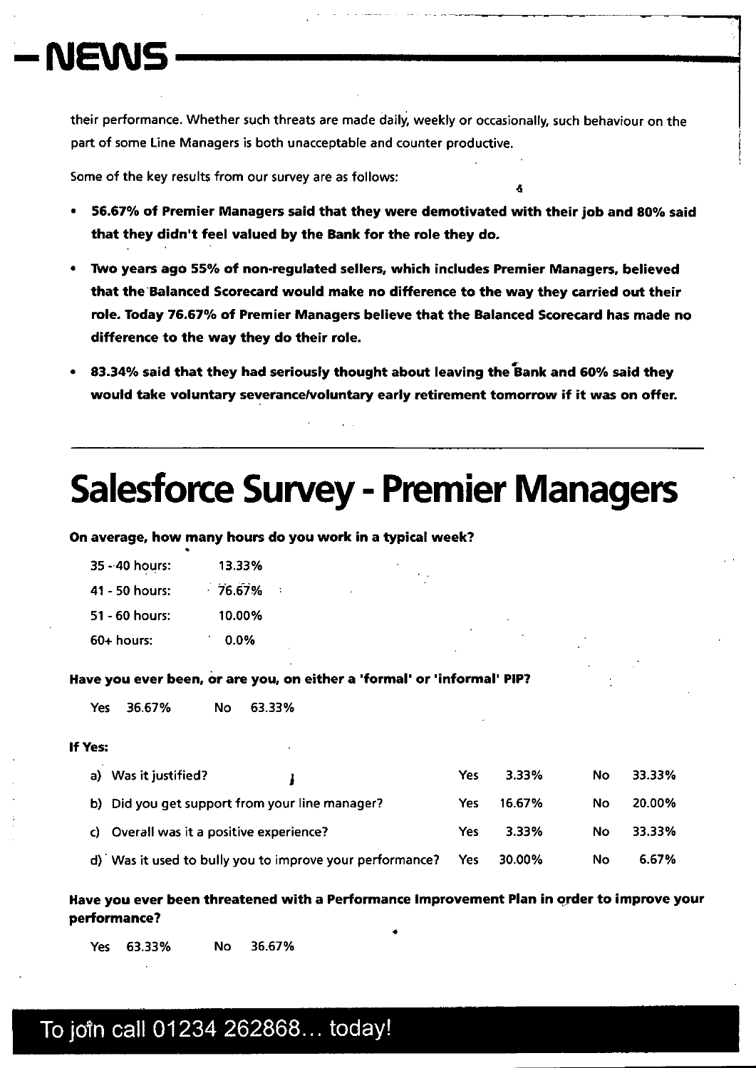their performance. Whether such threats are made daily, weekly or occasionally, such behaviour on the part of some Line Managers is both unacceptable and counter productive.

Some of the key results from our survey are as follows:

- **56.67% of Premier Managers said that they were demotivated with their job and 80% said that they didn't feel valued by the Bank for the role they do.**
- **Two years ago 55% of non-regulated sellers, which includes Premier Managers, believed that the Balanced Scorecard would make no difference to the way they carried out their role. Today 76.67% of Premier Managers believe that the Balanced Scorecard has made no difference to the way they do their role.**
- **83.34% said that they had seriously thought about leaving the Bank and 60% said they would take voluntary severance/voluntary early retirement tomorrow if it was on offer.**

# Salesforce Survey - Premier Managers

**On average, how many hours do you work in a typical week?**

| | |
|---|---|
| 35 - 40 hours: | 13.33% |
| 41 - 50 hours: | 76.67% |
| 51 - 60 hours: | 10.00% |
| 60+ hours: | 0.0% |

**Have you ever been, or are you, on either a 'formal' or 'informal' PIP?**

Yes 36.67% No 63.33%

**If Yes:**

| | | | | |
|---|---|---|---|---|
| a) Was it justified? | Yes | 3.33% | No | 33.33% |
| b) Did you get support from your line manager? | Yes | 16.67% | No | 20.00% |
| c) Overall was it a positive experience? | Yes | 3.33% | No | 33.33% |
| d) Was it used to bully you to improve your performance? | Yes | 30.00% | No | 6.67% |

**Have you ever been threatened with a Performance Improvement Plan in order to improve your performance?**

Yes 63.33% No 36.67%

To join call 01234 262868... today!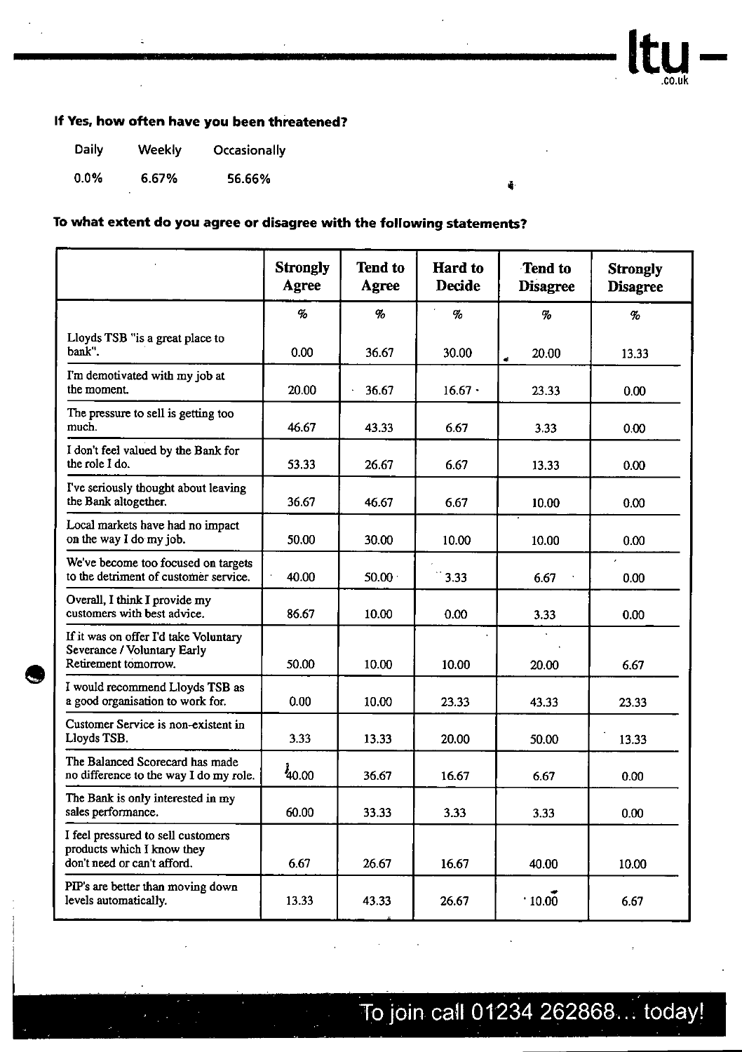**If Yes, how often have you been threatened?**

| Daily | Weekly | Occasionally |
|---|---|---|
| 0.0% | 6.67% | 56.66% |

**To what extent do you agree or disagree with the following statements?**

| | Strongly Agree | Tend to Agree | Hard to Decide | Tend to Disagree | Strongly Disagree |
|---|---|---|---|---|---|
| | % | % | % | % | % |
| Lloyds TSB "is a great place to bank". | 0.00 | 36.67 | 30.00 | 20.00 | 13.33 |
| I'm demotivated with my job at the moment. | 20.00 | 36.67 | 16.67 | 23.33 | 0.00 |
| The pressure to sell is getting too much. | 46.67 | 43.33 | 6.67 | 3.33 | 0.00 |
| I don't feel valued by the Bank for the role I do. | 53.33 | 26.67 | 6.67 | 13.33 | 0.00 |
| I've seriously thought about leaving the Bank altogether. | 36.67 | 46.67 | 6.67 | 10.00 | 0.00 |
| Local markets have had no impact on the way I do my job. | 50.00 | 30.00 | 10.00 | 10.00 | 0.00 |
| We've become too focused on targets to the detriment of customer service. | 40.00 | 50.00 | 3.33 | 6.67 | 0.00 |
| Overall, I think I provide my customers with best advice. | 86.67 | 10.00 | 0.00 | 3.33 | 0.00 |
| If it was on offer I'd take Voluntary Severance / Voluntary Early Retirement tomorrow. | 50.00 | 10.00 | 10.00 | 20.00 | 6.67 |
| I would recommend Lloyds TSB as a good organisation to work for. | 0.00 | 10.00 | 23.33 | 43.33 | 23.33 |
| Customer Service is non-existent in Lloyds TSB. | 3.33 | 13.33 | 20.00 | 50.00 | 13.33 |
| The Balanced Scorecard has made no difference to the way I do my role. | 40.00 | 36.67 | 16.67 | 6.67 | 0.00 |
| The Bank is only interested in my sales performance. | 60.00 | 33.33 | 3.33 | 3.33 | 0.00 |
| I feel pressured to sell customers products which I know they don't need or can't afford. | 6.67 | 26.67 | 16.67 | 40.00 | 10.00 |
| PIP's are better than moving down levels automatically. | 13.33 | 43.33 | 26.67 | 10.00 | 6.67 |

To join call 01234 262868... today!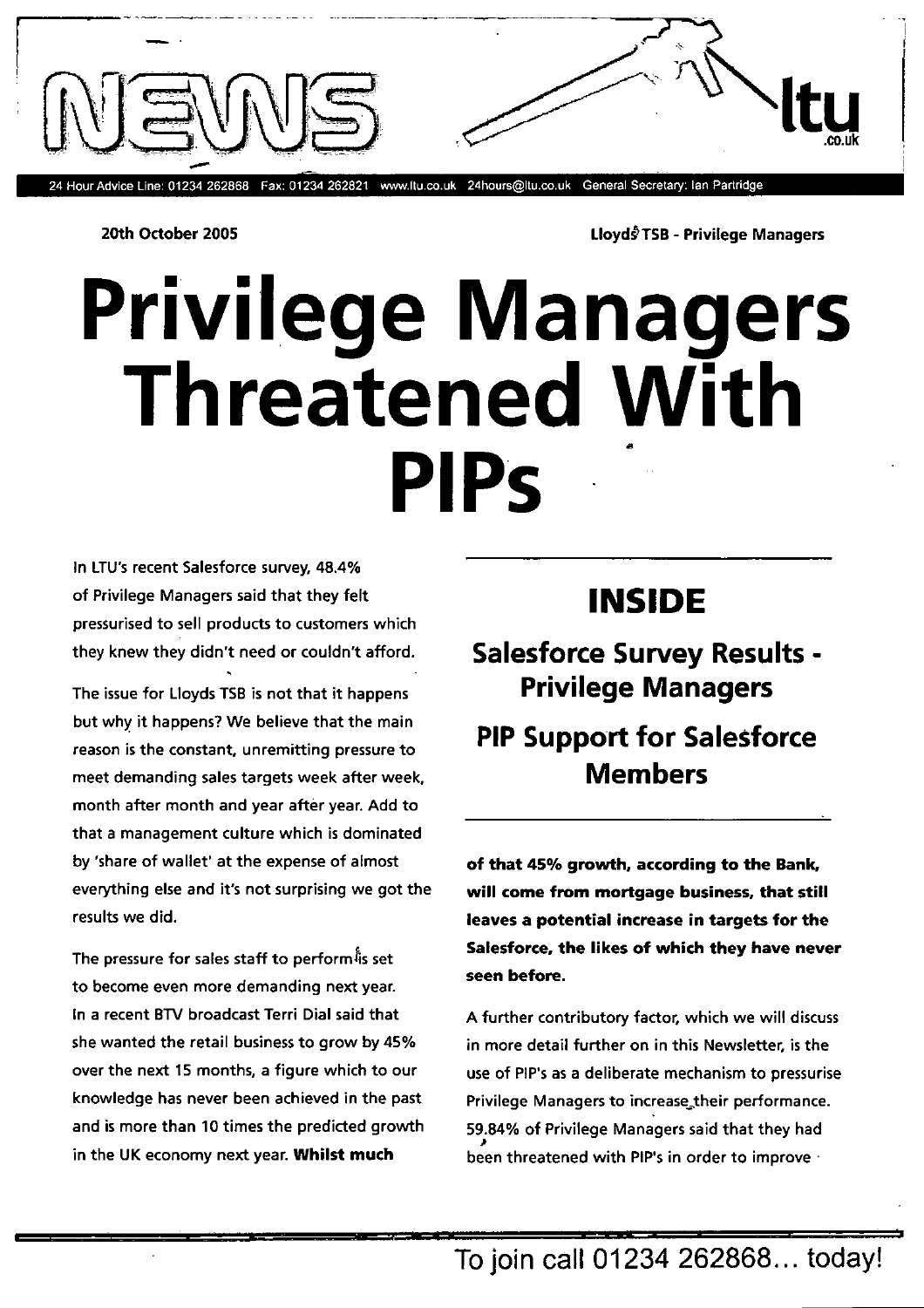NEWS

ltu.co.uk

24 Hour Advice Line: 01234 262868 Fax: 01234 262821 www.ltu.co.uk 24hours@ltu.co.uk General Secretary: Ian Partridge

**20th October 2005**

**Lloyds TSB - Privilege Managers**

# Privilege Managers Threatened With PIPs

In LTU's recent Salesforce survey, 48.4% of Privilege Managers said that they felt pressurised to sell products to customers which they knew they didn't need or couldn't afford.

The issue for Lloyds TSB is not that it happens but why it happens? We believe that the main reason is the constant, unremitting pressure to meet demanding sales targets week after week, month after month and year after year. Add to that a management culture which is dominated by 'share of wallet' at the expense of almost everything else and it's not surprising we got the results we did.

The pressure for sales staff to perform is set to become even more demanding next year. In a recent BTV broadcast Terri Dial said that she wanted the retail business to grow by 45% over the next 15 months, a figure which to our knowledge has never been achieved in the past and is more than 10 times the predicted growth in the UK economy next year. **Whilst much of that 45% growth, according to the Bank, will come from mortgage business, that still leaves a potential increase in targets for the Salesforce, the likes of which they have never seen before.**

A further contributory factor, which we will discuss in more detail further on in this Newsletter, is the use of PIP's as a deliberate mechanism to pressurise Privilege Managers to increase their performance. 59.84% of Privilege Managers said that they had been threatened with PIP's in order to improve

## INSIDE

### Salesforce Survey Results - Privilege Managers

### PIP Support for Salesforce Members

To join call 01234 262868... today!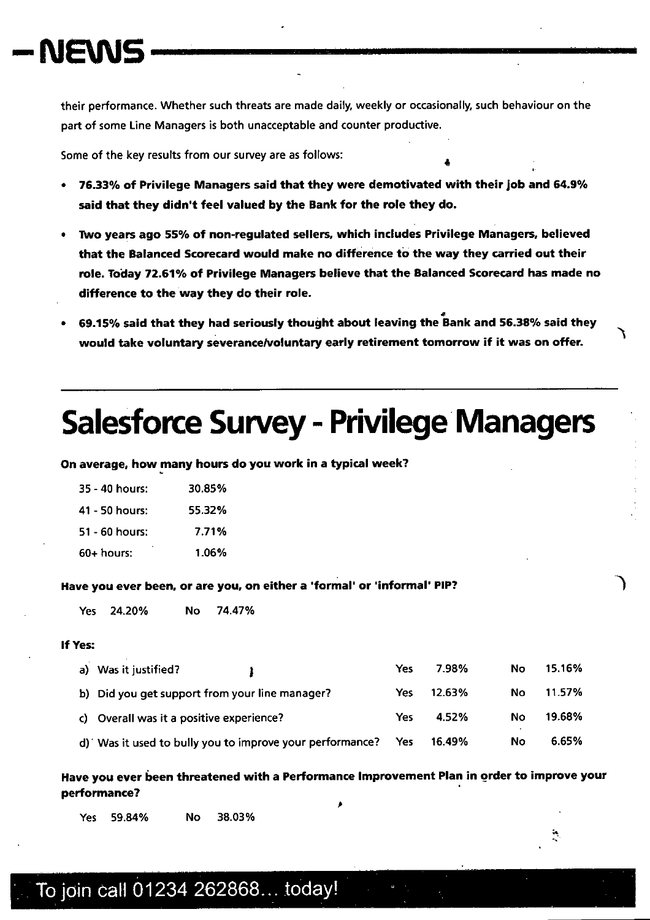their performance. Whether such threats are made daily, weekly or occasionally, such behaviour on the part of some Line Managers is both unacceptable and counter productive.

Some of the key results from our survey are as follows:

- **76.33% of Privilege Managers said that they were demotivated with their job and 64.9% said that they didn't feel valued by the Bank for the role they do.**
- **Two years ago 55% of non-regulated sellers, which includes Privilege Managers, believed that the Balanced Scorecard would make no difference to the way they carried out their role. Today 72.61% of Privilege Managers believe that the Balanced Scorecard has made no difference to the way they do their role.**
- **69.15% said that they had seriously thought about leaving the Bank and 56.38% said they would take voluntary severance/voluntary early retirement tomorrow if it was on offer.**

# Salesforce Survey - Privilege Managers

**On average, how many hours do you work in a typical week?**

| Hours | Percentage |
|---|---|
| 35 - 40 hours: | 30.85% |
| 41 - 50 hours: | 55.32% |
| 51 - 60 hours: | 7.71% |
| 60+ hours: | 1.06% |

**Have you ever been, or are you, on either a 'formal' or 'informal' PIP?**

Yes 24.20% No 74.47%

**If Yes:**

| Question | | | | |
|---|---|---|---|---|
| a) Was it justified? | Yes | 7.98% | No | 15.16% |
| b) Did you get support from your line manager? | Yes | 12.63% | No | 11.57% |
| c) Overall was it a positive experience? | Yes | 4.52% | No | 19.68% |
| d) Was it used to bully you to improve your performance? | Yes | 16.49% | No | 6.65% |

**Have you ever been threatened with a Performance Improvement Plan in order to improve your performance?**

Yes 59.84% No 38.03%

To join call 01234 262868... today!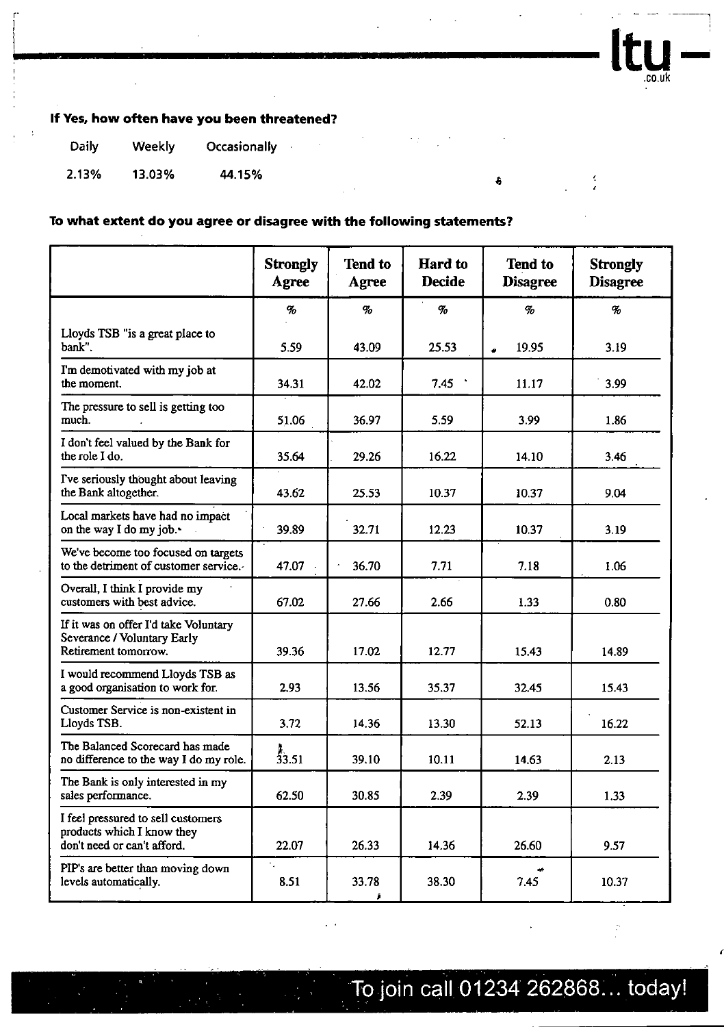**If Yes, how often have you been threatened?**

| Daily | Weekly | Occasionally |
|---|---|---|
| 2.13% | 13.03% | 44.15% |

**To what extent do you agree or disagree with the following statements?**

| | Strongly Agree | Tend to Agree | Hard to Decide | Tend to Disagree | Strongly Disagree |
|---|---|---|---|---|---|
| | % | % | % | % | % |
| Lloyds TSB "is a great place to bank". | 5.59 | 43.09 | 25.53 | 19.95 | 3.19 |
| I'm demotivated with my job at the moment. | 34.31 | 42.02 | 7.45 | 11.17 | 3.99 |
| The pressure to sell is getting too much. | 51.06 | 36.97 | 5.59 | 3.99 | 1.86 |
| I don't feel valued by the Bank for the role I do. | 35.64 | 29.26 | 16.22 | 14.10 | 3.46 |
| I've seriously thought about leaving the Bank altogether. | 43.62 | 25.53 | 10.37 | 10.37 | 9.04 |
| Local markets have had no impact on the way I do my job. | 39.89 | 32.71 | 12.23 | 10.37 | 3.19 |
| We've become too focused on targets to the detriment of customer service. | 47.07 | 36.70 | 7.71 | 7.18 | 1.06 |
| Overall, I think I provide my customers with best advice. | 67.02 | 27.66 | 2.66 | 1.33 | 0.80 |
| If it was on offer I'd take Voluntary Severance / Voluntary Early Retirement tomorrow. | 39.36 | 17.02 | 12.77 | 15.43 | 14.89 |
| I would recommend Lloyds TSB as a good organisation to work for. | 2.93 | 13.56 | 35.37 | 32.45 | 15.43 |
| Customer Service is non-existent in Lloyds TSB. | 3.72 | 14.36 | 13.30 | 52.13 | 16.22 |
| The Balanced Scorecard has made no difference to the way I do my role. | 33.51 | 39.10 | 10.11 | 14.63 | 2.13 |
| The Bank is only interested in my sales performance. | 62.50 | 30.85 | 2.39 | 2.39 | 1.33 |
| I feel pressured to sell customers products which I know they don't need or can't afford. | 22.07 | 26.33 | 14.36 | 26.60 | 9.57 |
| PIP's are better than moving down levels automatically. | 8.51 | 33.78 | 38.30 | 7.45 | 10.37 |

To join call 01234 262868... today!